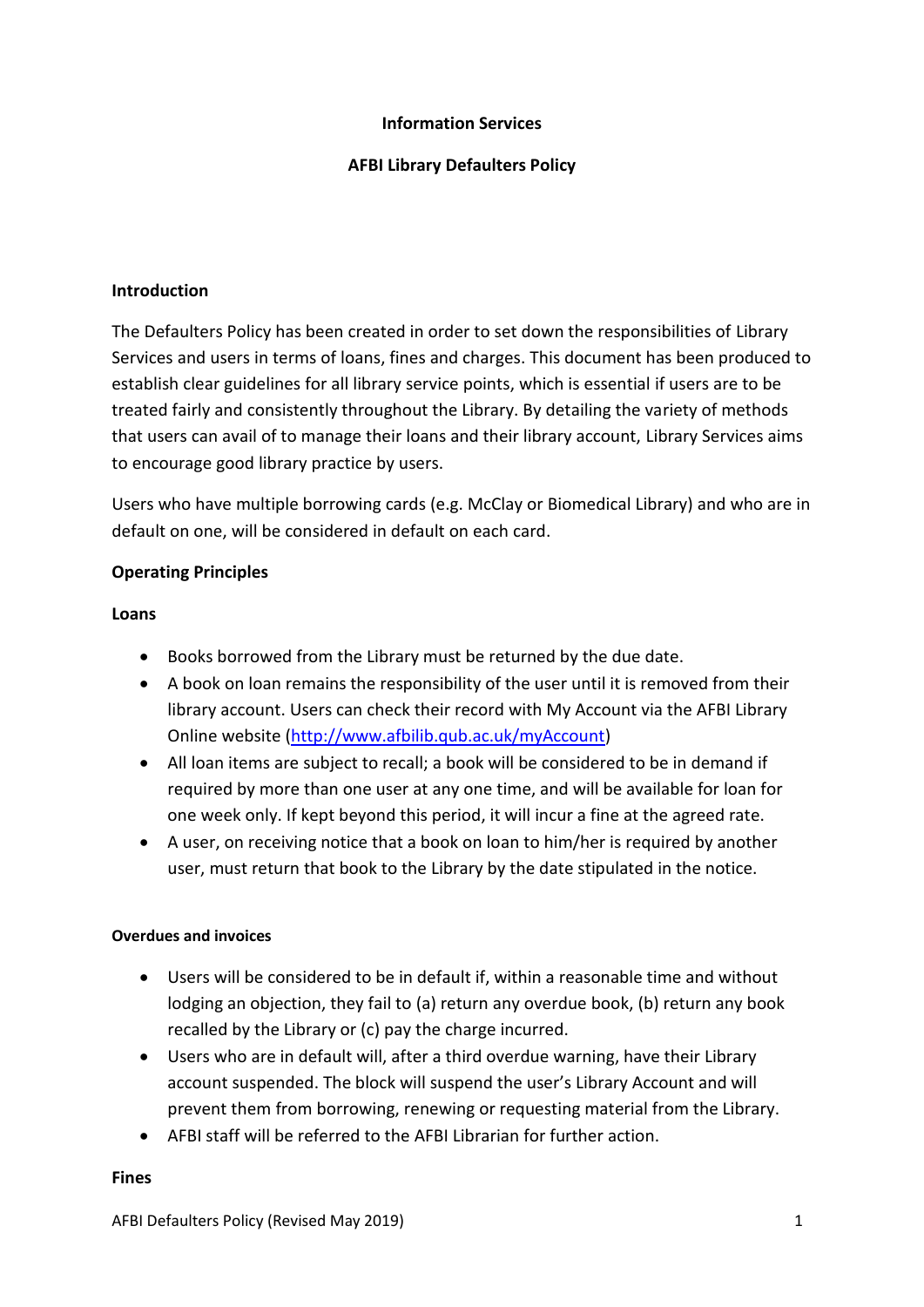**Information Services**

# AFBI Library Defaulters Policy

## Introduction

The Defaulters Policy has been created in order to set down the responsibilities of Library Services and users in terms of loans, fines and charges. This document has been produced to establish clear guidelines for all library service points, which is essential if users are to be treated fairly and consistently throughout the Library. By detailing the variety of methods that users can avail of to manage their loans and their library account, Library Services aims to encourage good library practice by users.

Users who have multiple borrowing cards (e.g. McClay or Biomedical Library) and who are in default on one, will be considered in default on each card.

## Operating Principles

### Loans

- Books borrowed from the Library must be returned by the due date.
- A book on loan remains the responsibility of the user until it is removed from their library account. Users can check their record with My Account via the AFBI Library Online website (http://www.afbilib.qub.ac.uk/myAccount)
- All loan items are subject to recall; a book will be considered to be in demand if required by more than one user at any one time, and will be available for loan for one week only. If kept beyond this period, it will incur a fine at the agreed rate.
- A user, on receiving notice that a book on loan to him/her is required by another user, must return that book to the Library by the date stipulated in the notice.

#### Overdues and invoices

- Users will be considered to be in default if, within a reasonable time and without lodging an objection, they fail to (a) return any overdue book, (b) return any book recalled by the Library or (c) pay the charge incurred.
- Users who are in default will, after a third overdue warning, have their Library account suspended. The block will suspend the user's Library Account and will prevent them from borrowing, renewing or requesting material from the Library.
- AFBI staff will be referred to the AFBI Librarian for further action.

### Fines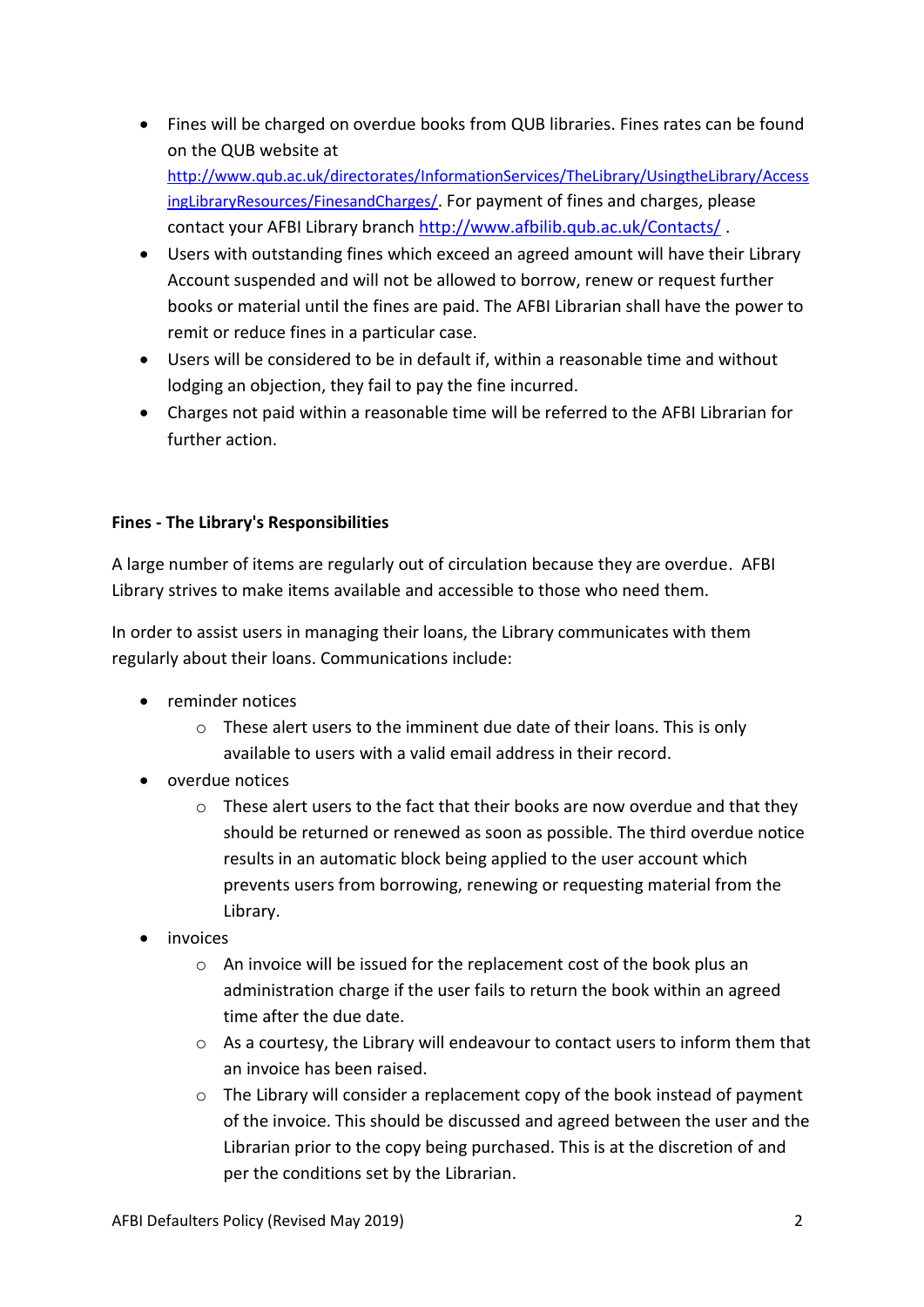- Fines will be charged on overdue books from QUB libraries. Fines rates can be found on the QUB website at [http://www.qub.ac.uk/directorates/InformationServices/TheLibrary/UsingtheLibrary/AccessingLibraryResources/FinesandCharges/](http://www.qub.ac.uk/directorates/InformationServices/TheLibrary/UsingtheLibrary/AccessingLibraryResources/FinesandCharges/). For payment of fines and charges, please contact your AFBI Library branch [http://www.afbilib.qub.ac.uk/Contacts/](http://www.afbilib.qub.ac.uk/Contacts/) .
- Users with outstanding fines which exceed an agreed amount will have their Library Account suspended and will not be allowed to borrow, renew or request further books or material until the fines are paid. The AFBI Librarian shall have the power to remit or reduce fines in a particular case.
- Users will be considered to be in default if, within a reasonable time and without lodging an objection, they fail to pay the fine incurred.
- Charges not paid within a reasonable time will be referred to the AFBI Librarian for further action.

**Fines - The Library's Responsibilities**

A large number of items are regularly out of circulation because they are overdue. AFBI Library strives to make items available and accessible to those who need them.

In order to assist users in managing their loans, the Library communicates with them regularly about their loans. Communications include:

- reminder notices
    - These alert users to the imminent due date of their loans. This is only available to users with a valid email address in their record.
- overdue notices
    - These alert users to the fact that their books are now overdue and that they should be returned or renewed as soon as possible. The third overdue notice results in an automatic block being applied to the user account which prevents users from borrowing, renewing or requesting material from the Library.
- invoices
    - An invoice will be issued for the replacement cost of the book plus an administration charge if the user fails to return the book within an agreed time after the due date.
    - As a courtesy, the Library will endeavour to contact users to inform them that an invoice has been raised.
    - The Library will consider a replacement copy of the book instead of payment of the invoice. This should be discussed and agreed between the user and the Librarian prior to the copy being purchased. This is at the discretion of and per the conditions set by the Librarian.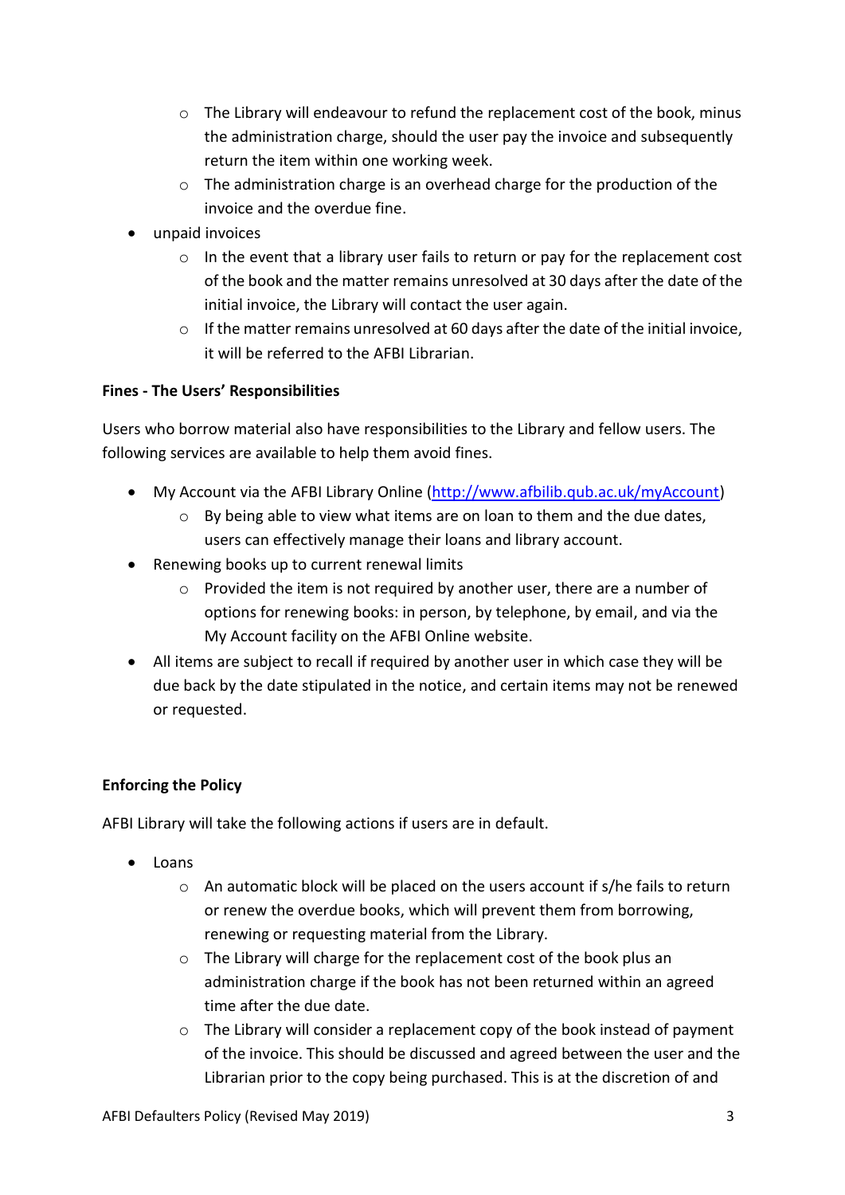- The Library will endeavour to refund the replacement cost of the book, minus the administration charge, should the user pay the invoice and subsequently return the item within one working week.
    - The administration charge is an overhead charge for the production of the invoice and the overdue fine.
- unpaid invoices
    - In the event that a library user fails to return or pay for the replacement cost of the book and the matter remains unresolved at 30 days after the date of the initial invoice, the Library will contact the user again.
    - If the matter remains unresolved at 60 days after the date of the initial invoice, it will be referred to the AFBI Librarian.

**Fines - The Users' Responsibilities**

Users who borrow material also have responsibilities to the Library and fellow users. The following services are available to help them avoid fines.

- My Account via the AFBI Library Online ([http://www.afbilib.qub.ac.uk/myAccount](http://www.afbilib.qub.ac.uk/myAccount))
    - By being able to view what items are on loan to them and the due dates, users can effectively manage their loans and library account.
- Renewing books up to current renewal limits
    - Provided the item is not required by another user, there are a number of options for renewing books: in person, by telephone, by email, and via the My Account facility on the AFBI Online website.
- All items are subject to recall if required by another user in which case they will be due back by the date stipulated in the notice, and certain items may not be renewed or requested.

**Enforcing the Policy**

AFBI Library will take the following actions if users are in default.

- Loans
    - An automatic block will be placed on the users account if s/he fails to return or renew the overdue books, which will prevent them from borrowing, renewing or requesting material from the Library.
    - The Library will charge for the replacement cost of the book plus an administration charge if the book has not been returned within an agreed time after the due date.
    - The Library will consider a replacement copy of the book instead of payment of the invoice. This should be discussed and agreed between the user and the Librarian prior to the copy being purchased. This is at the discretion of and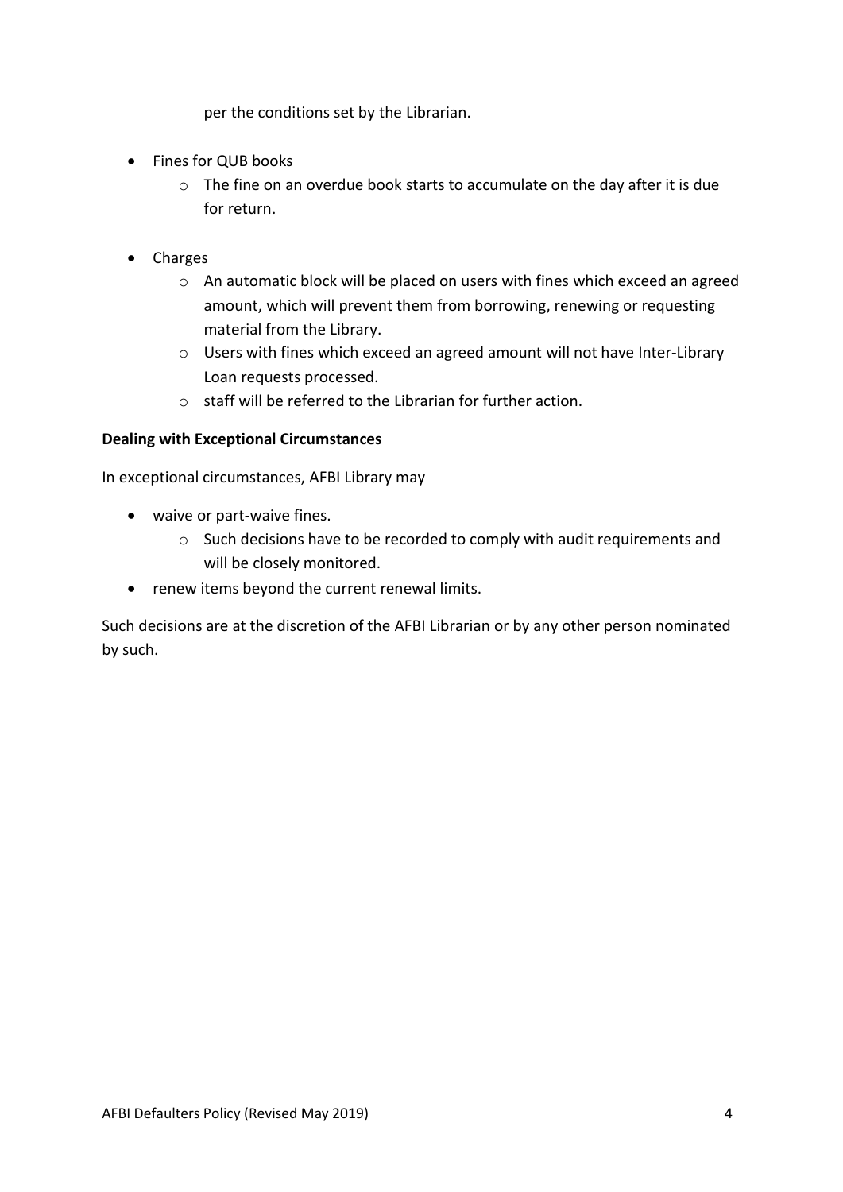per the conditions set by the Librarian.

- Fines for QUB books
    - The fine on an overdue book starts to accumulate on the day after it is due for return.
- Charges
    - An automatic block will be placed on users with fines which exceed an agreed amount, which will prevent them from borrowing, renewing or requesting material from the Library.
    - Users with fines which exceed an agreed amount will not have Inter-Library Loan requests processed.
    - staff will be referred to the Librarian for further action.

**Dealing with Exceptional Circumstances**

In exceptional circumstances, AFBI Library may

- waive or part-waive fines.
    - Such decisions have to be recorded to comply with audit requirements and will be closely monitored.
- renew items beyond the current renewal limits.

Such decisions are at the discretion of the AFBI Librarian or by any other person nominated by such.